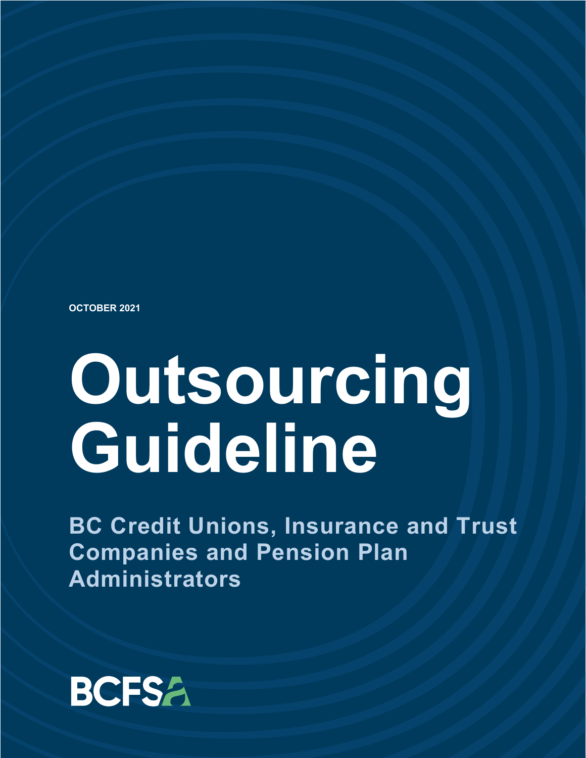OCTOBER 2021

# Outsourcing Guideline

## BC Credit Unions, Insurance and Trust Companies and Pension Plan Administrators

BCFSA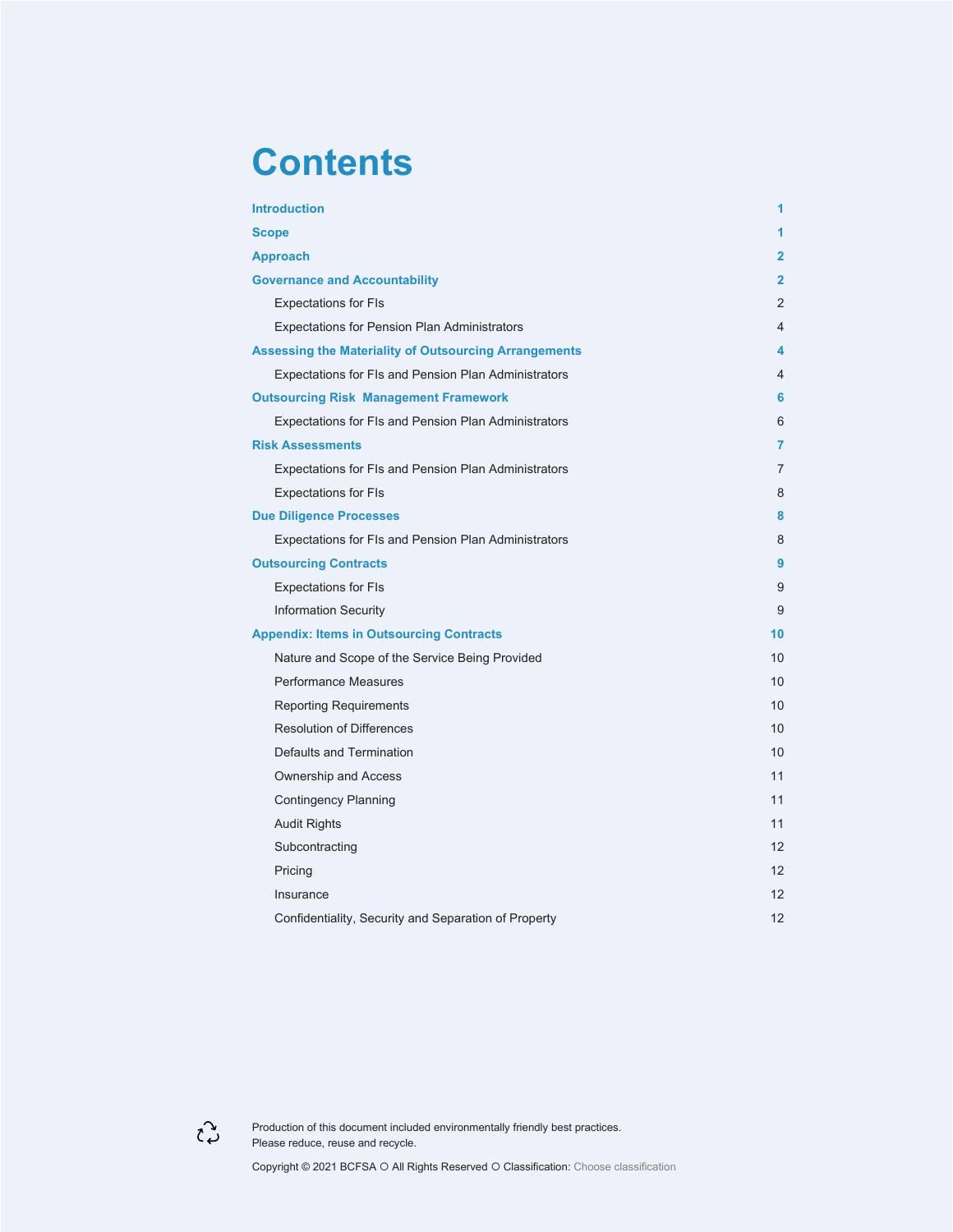# Contents

| | |
|---|---|
| **Introduction** | **1** |
| **Scope** | **1** |
| **Approach** | **2** |
| **Governance and Accountability** | **2** |
| Expectations for FIs | 2 |
| Expectations for Pension Plan Administrators | 4 |
| **Assessing the Materiality of Outsourcing Arrangements** | **4** |
| Expectations for FIs and Pension Plan Administrators | 4 |
| **Outsourcing Risk Management Framework** | **6** |
| Expectations for FIs and Pension Plan Administrators | 6 |
| **Risk Assessments** | **7** |
| Expectations for FIs and Pension Plan Administrators | 7 |
| Expectations for FIs | 8 |
| **Due Diligence Processes** | **8** |
| Expectations for FIs and Pension Plan Administrators | 8 |
| **Outsourcing Contracts** | **9** |
| Expectations for FIs | 9 |
| Information Security | 9 |
| **Appendix: Items in Outsourcing Contracts** | **10** |
| Nature and Scope of the Service Being Provided | 10 |
| Performance Measures | 10 |
| Reporting Requirements | 10 |
| Resolution of Differences | 10 |
| Defaults and Termination | 10 |
| Ownership and Access | 11 |
| Contingency Planning | 11 |
| Audit Rights | 11 |
| Subcontracting | 12 |
| Pricing | 12 |
| Insurance | 12 |
| Confidentiality, Security and Separation of Property | 12 |

Production of this document included environmentally friendly best practices.
Please reduce, reuse and recycle.

Copyright © 2021 BCFSA ○ All Rights Reserved ○ Classification: Choose classification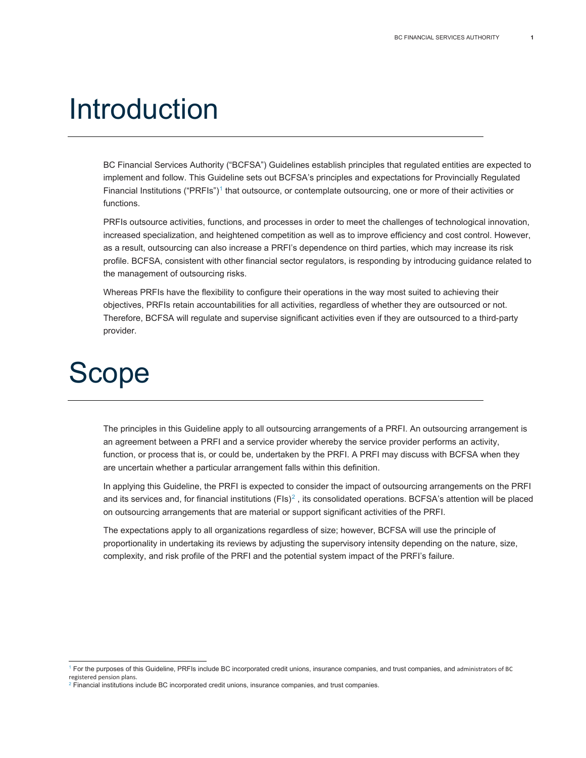# Introduction

BC Financial Services Authority ("BCFSA") Guidelines establish principles that regulated entities are expected to implement and follow. This Guideline sets out BCFSA's principles and expectations for Provincially Regulated Financial Institutions ("PRFIs")[1] that outsource, or contemplate outsourcing, one or more of their activities or functions.

PRFIs outsource activities, functions, and processes in order to meet the challenges of technological innovation, increased specialization, and heightened competition as well as to improve efficiency and cost control. However, as a result, outsourcing can also increase a PRFI's dependence on third parties, which may increase its risk profile. BCFSA, consistent with other financial sector regulators, is responding by introducing guidance related to the management of outsourcing risks.

Whereas PRFIs have the flexibility to configure their operations in the way most suited to achieving their objectives, PRFIs retain accountabilities for all activities, regardless of whether they are outsourced or not. Therefore, BCFSA will regulate and supervise significant activities even if they are outsourced to a third-party provider.

# Scope

The principles in this Guideline apply to all outsourcing arrangements of a PRFI. An outsourcing arrangement is an agreement between a PRFI and a service provider whereby the service provider performs an activity, function, or process that is, or could be, undertaken by the PRFI. A PRFI may discuss with BCFSA when they are uncertain whether a particular arrangement falls within this definition.

In applying this Guideline, the PRFI is expected to consider the impact of outsourcing arrangements on the PRFI and its services and, for financial institutions (FIs)[2] , its consolidated operations. BCFSA's attention will be placed on outsourcing arrangements that are material or support significant activities of the PRFI.

The expectations apply to all organizations regardless of size; however, BCFSA will use the principle of proportionality in undertaking its reviews by adjusting the supervisory intensity depending on the nature, size, complexity, and risk profile of the PRFI and the potential system impact of the PRFI's failure.

---

[1] For the purposes of this Guideline, PRFIs include BC incorporated credit unions, insurance companies, and trust companies, and administrators of BC registered pension plans.

[2] Financial institutions include BC incorporated credit unions, insurance companies, and trust companies.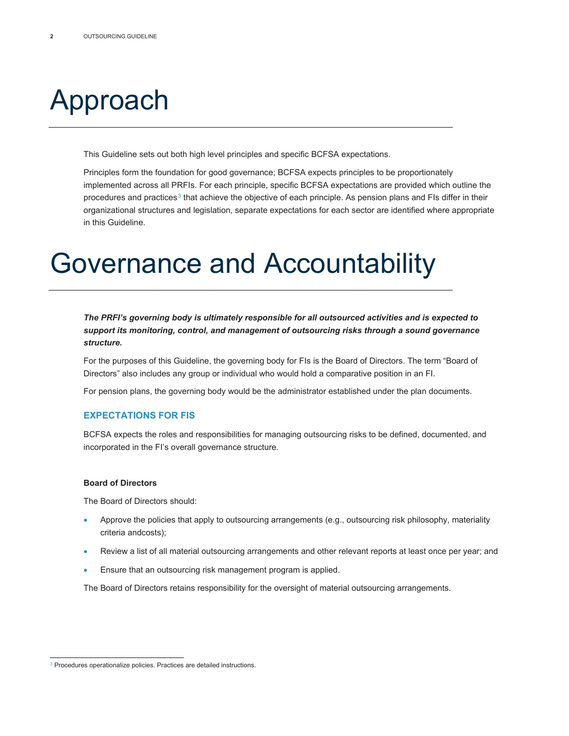# Approach

This Guideline sets out both high level principles and specific BCFSA expectations.

Principles form the foundation for good governance; BCFSA expects principles to be proportionately implemented across all PRFIs. For each principle, specific BCFSA expectations are provided which outline the procedures and practices[3] that achieve the objective of each principle. As pension plans and FIs differ in their organizational structures and legislation, separate expectations for each sector are identified where appropriate in this Guideline.

# Governance and Accountability

***The PRFI's governing body is ultimately responsible for all outsourced activities and is expected to support its monitoring, control, and management of outsourcing risks through a sound governance structure.***

For the purposes of this Guideline, the governing body for FIs is the Board of Directors. The term "Board of Directors" also includes any group or individual who would hold a comparative position in an FI.

For pension plans, the governing body would be the administrator established under the plan documents.

## EXPECTATIONS FOR FIS

BCFSA expects the roles and responsibilities for managing outsourcing risks to be defined, documented, and incorporated in the FI's overall governance structure.

**Board of Directors**

The Board of Directors should:

- Approve the policies that apply to outsourcing arrangements (e.g., outsourcing risk philosophy, materiality criteria andcosts);
- Review a list of all material outsourcing arrangements and other relevant reports at least once per year; and
- Ensure that an outsourcing risk management program is applied.

The Board of Directors retains responsibility for the oversight of material outsourcing arrangements.

[3] Procedures operationalize policies. Practices are detailed instructions.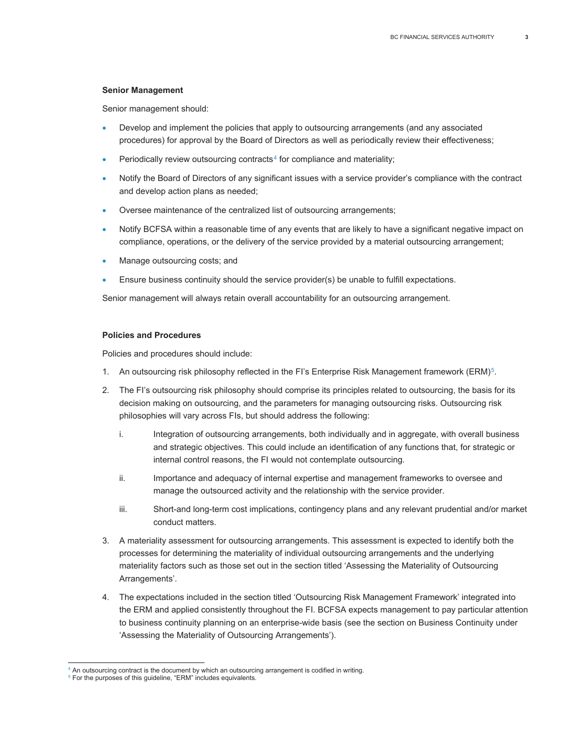### Senior Management

Senior management should:

- Develop and implement the policies that apply to outsourcing arrangements (and any associated procedures) for approval by the Board of Directors as well as periodically review their effectiveness;
- Periodically review outsourcing contracts[4] for compliance and materiality;
- Notify the Board of Directors of any significant issues with a service provider's compliance with the contract and develop action plans as needed;
- Oversee maintenance of the centralized list of outsourcing arrangements;
- Notify BCFSA within a reasonable time of any events that are likely to have a significant negative impact on compliance, operations, or the delivery of the service provided by a material outsourcing arrangement;
- Manage outsourcing costs; and
- Ensure business continuity should the service provider(s) be unable to fulfill expectations.

Senior management will always retain overall accountability for an outsourcing arrangement.

### Policies and Procedures

Policies and procedures should include:

1. An outsourcing risk philosophy reflected in the FI's Enterprise Risk Management framework (ERM)[5].
2. The FI's outsourcing risk philosophy should comprise its principles related to outsourcing, the basis for its decision making on outsourcing, and the parameters for managing outsourcing risks. Outsourcing risk philosophies will vary across FIs, but should address the following:
   i. Integration of outsourcing arrangements, both individually and in aggregate, with overall business and strategic objectives. This could include an identification of any functions that, for strategic or internal control reasons, the FI would not contemplate outsourcing.
   ii. Importance and adequacy of internal expertise and management frameworks to oversee and manage the outsourced activity and the relationship with the service provider.
   iii. Short-and long-term cost implications, contingency plans and any relevant prudential and/or market conduct matters.
3. A materiality assessment for outsourcing arrangements. This assessment is expected to identify both the processes for determining the materiality of individual outsourcing arrangements and the underlying materiality factors such as those set out in the section titled 'Assessing the Materiality of Outsourcing Arrangements'.
4. The expectations included in the section titled 'Outsourcing Risk Management Framework' integrated into the ERM and applied consistently throughout the FI. BCFSA expects management to pay particular attention to business continuity planning on an enterprise-wide basis (see the section on Business Continuity under 'Assessing the Materiality of Outsourcing Arrangements').

---

[4] An outsourcing contract is the document by which an outsourcing arrangement is codified in writing.

[5] For the purposes of this guideline, "ERM" includes equivalents.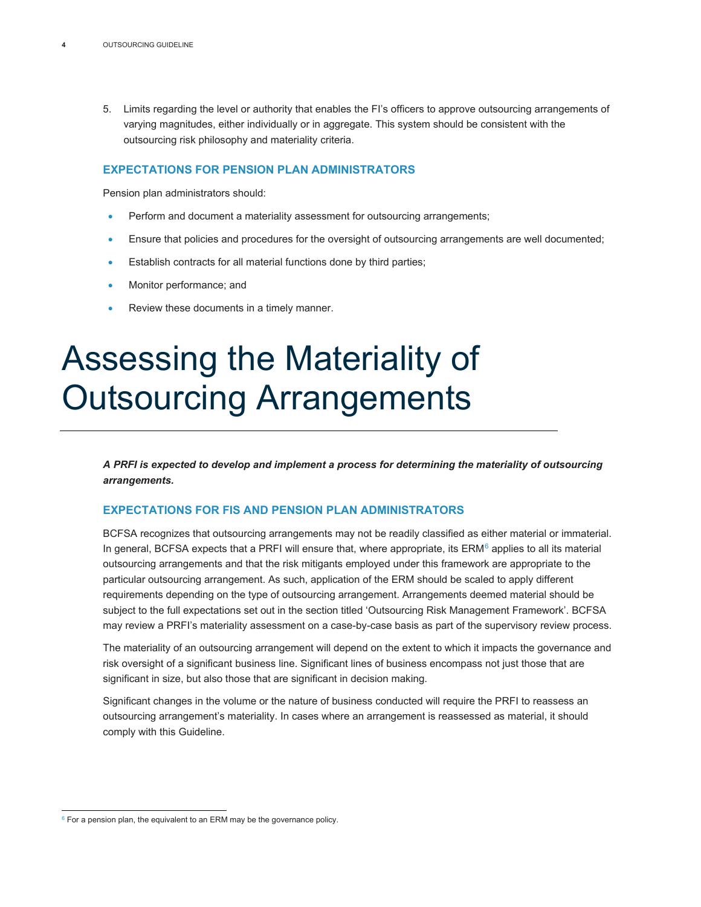5. Limits regarding the level or authority that enables the FI's officers to approve outsourcing arrangements of varying magnitudes, either individually or in aggregate. This system should be consistent with the outsourcing risk philosophy and materiality criteria.

### EXPECTATIONS FOR PENSION PLAN ADMINISTRATORS

Pension plan administrators should:

- Perform and document a materiality assessment for outsourcing arrangements;
- Ensure that policies and procedures for the oversight of outsourcing arrangements are well documented;
- Establish contracts for all material functions done by third parties;
- Monitor performance; and
- Review these documents in a timely manner.

# Assessing the Materiality of Outsourcing Arrangements

***A PRFI is expected to develop and implement a process for determining the materiality of outsourcing arrangements.***

### EXPECTATIONS FOR FIS AND PENSION PLAN ADMINISTRATORS

BCFSA recognizes that outsourcing arrangements may not be readily classified as either material or immaterial. In general, BCFSA expects that a PRFI will ensure that, where appropriate, its ERM[6] applies to all its material outsourcing arrangements and that the risk mitigants employed under this framework are appropriate to the particular outsourcing arrangement. As such, application of the ERM should be scaled to apply different requirements depending on the type of outsourcing arrangement. Arrangements deemed material should be subject to the full expectations set out in the section titled 'Outsourcing Risk Management Framework'. BCFSA may review a PRFI's materiality assessment on a case-by-case basis as part of the supervisory review process.

The materiality of an outsourcing arrangement will depend on the extent to which it impacts the governance and risk oversight of a significant business line. Significant lines of business encompass not just those that are significant in size, but also those that are significant in decision making.

Significant changes in the volume or the nature of business conducted will require the PRFI to reassess an outsourcing arrangement's materiality. In cases where an arrangement is reassessed as material, it should comply with this Guideline.

[6] For a pension plan, the equivalent to an ERM may be the governance policy.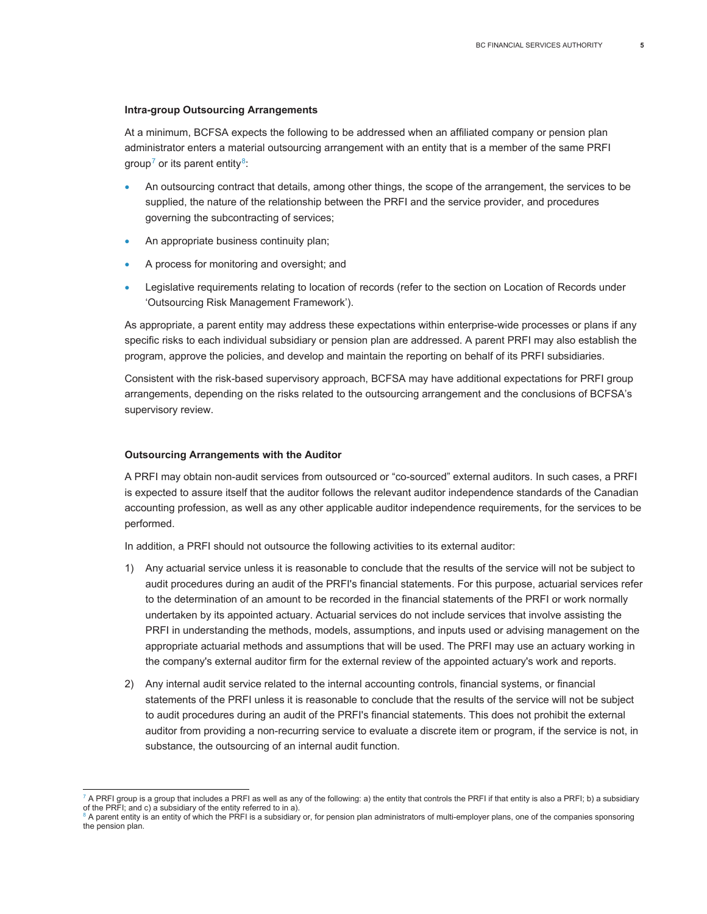### Intra-group Outsourcing Arrangements

At a minimum, BCFSA expects the following to be addressed when an affiliated company or pension plan administrator enters a material outsourcing arrangement with an entity that is a member of the same PRFI group[7] or its parent entity[8]:

- An outsourcing contract that details, among other things, the scope of the arrangement, the services to be supplied, the nature of the relationship between the PRFI and the service provider, and procedures governing the subcontracting of services;
- An appropriate business continuity plan;
- A process for monitoring and oversight; and
- Legislative requirements relating to location of records (refer to the section on Location of Records under 'Outsourcing Risk Management Framework').

As appropriate, a parent entity may address these expectations within enterprise-wide processes or plans if any specific risks to each individual subsidiary or pension plan are addressed. A parent PRFI may also establish the program, approve the policies, and develop and maintain the reporting on behalf of its PRFI subsidiaries.

Consistent with the risk-based supervisory approach, BCFSA may have additional expectations for PRFI group arrangements, depending on the risks related to the outsourcing arrangement and the conclusions of BCFSA's supervisory review.

### Outsourcing Arrangements with the Auditor

A PRFI may obtain non-audit services from outsourced or "co-sourced" external auditors. In such cases, a PRFI is expected to assure itself that the auditor follows the relevant auditor independence standards of the Canadian accounting profession, as well as any other applicable auditor independence requirements, for the services to be performed.

In addition, a PRFI should not outsource the following activities to its external auditor:

1) Any actuarial service unless it is reasonable to conclude that the results of the service will not be subject to audit procedures during an audit of the PRFI's financial statements. For this purpose, actuarial services refer to the determination of an amount to be recorded in the financial statements of the PRFI or work normally undertaken by its appointed actuary. Actuarial services do not include services that involve assisting the PRFI in understanding the methods, models, assumptions, and inputs used or advising management on the appropriate actuarial methods and assumptions that will be used. The PRFI may use an actuary working in the company's external auditor firm for the external review of the appointed actuary's work and reports.
2) Any internal audit service related to the internal accounting controls, financial systems, or financial statements of the PRFI unless it is reasonable to conclude that the results of the service will not be subject to audit procedures during an audit of the PRFI's financial statements. This does not prohibit the external auditor from providing a non-recurring service to evaluate a discrete item or program, if the service is not, in substance, the outsourcing of an internal audit function.

---

[7] A PRFI group is a group that includes a PRFI as well as any of the following: a) the entity that controls the PRFI if that entity is also a PRFI; b) a subsidiary of the PRFI; and c) a subsidiary of the entity referred to in a).

[8] A parent entity is an entity of which the PRFI is a subsidiary or, for pension plan administrators of multi-employer plans, one of the companies sponsoring the pension plan.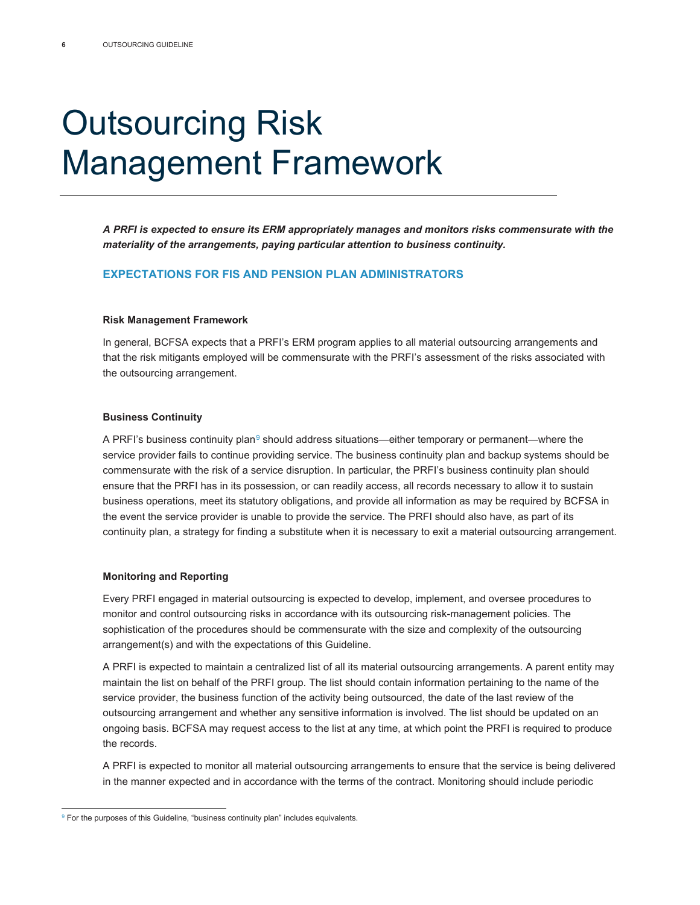# Outsourcing Risk Management Framework

***A PRFI is expected to ensure its ERM appropriately manages and monitors risks commensurate with the materiality of the arrangements, paying particular attention to business continuity.***

## EXPECTATIONS FOR FIS AND PENSION PLAN ADMINISTRATORS

### Risk Management Framework

In general, BCFSA expects that a PRFI's ERM program applies to all material outsourcing arrangements and that the risk mitigants employed will be commensurate with the PRFI's assessment of the risks associated with the outsourcing arrangement.

### Business Continuity

A PRFI's business continuity plan[9] should address situations—either temporary or permanent—where the service provider fails to continue providing service. The business continuity plan and backup systems should be commensurate with the risk of a service disruption. In particular, the PRFI's business continuity plan should ensure that the PRFI has in its possession, or can readily access, all records necessary to allow it to sustain business operations, meet its statutory obligations, and provide all information as may be required by BCFSA in the event the service provider is unable to provide the service. The PRFI should also have, as part of its continuity plan, a strategy for finding a substitute when it is necessary to exit a material outsourcing arrangement.

### Monitoring and Reporting

Every PRFI engaged in material outsourcing is expected to develop, implement, and oversee procedures to monitor and control outsourcing risks in accordance with its outsourcing risk-management policies. The sophistication of the procedures should be commensurate with the size and complexity of the outsourcing arrangement(s) and with the expectations of this Guideline.

A PRFI is expected to maintain a centralized list of all its material outsourcing arrangements. A parent entity may maintain the list on behalf of the PRFI group. The list should contain information pertaining to the name of the service provider, the business function of the activity being outsourced, the date of the last review of the outsourcing arrangement and whether any sensitive information is involved. The list should be updated on an ongoing basis. BCFSA may request access to the list at any time, at which point the PRFI is required to produce the records.

A PRFI is expected to monitor all material outsourcing arrangements to ensure that the service is being delivered in the manner expected and in accordance with the terms of the contract. Monitoring should include periodic

---

[9] For the purposes of this Guideline, "business continuity plan" includes equivalents.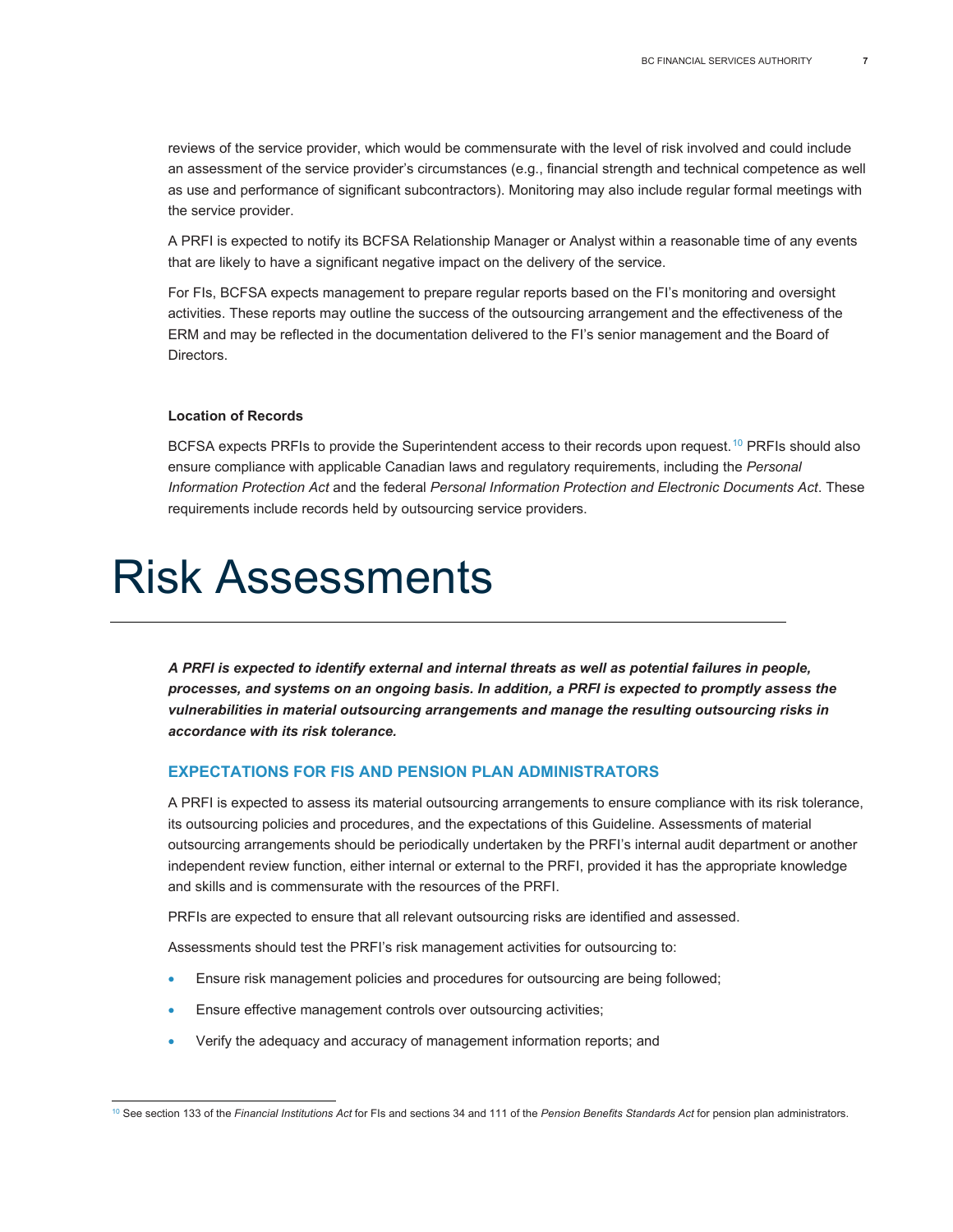reviews of the service provider, which would be commensurate with the level of risk involved and could include an assessment of the service provider's circumstances (e.g., financial strength and technical competence as well as use and performance of significant subcontractors). Monitoring may also include regular formal meetings with the service provider.

A PRFI is expected to notify its BCFSA Relationship Manager or Analyst within a reasonable time of any events that are likely to have a significant negative impact on the delivery of the service.

For FIs, BCFSA expects management to prepare regular reports based on the FI's monitoring and oversight activities. These reports may outline the success of the outsourcing arrangement and the effectiveness of the ERM and may be reflected in the documentation delivered to the FI's senior management and the Board of Directors.

#### Location of Records

BCFSA expects PRFIs to provide the Superintendent access to their records upon request.[10] PRFIs should also ensure compliance with applicable Canadian laws and regulatory requirements, including the *Personal Information Protection Act* and the federal *Personal Information Protection and Electronic Documents Act*. These requirements include records held by outsourcing service providers.

# Risk Assessments

***A PRFI is expected to identify external and internal threats as well as potential failures in people, processes, and systems on an ongoing basis. In addition, a PRFI is expected to promptly assess the vulnerabilities in material outsourcing arrangements and manage the resulting outsourcing risks in accordance with its risk tolerance.***

### EXPECTATIONS FOR FIS AND PENSION PLAN ADMINISTRATORS

A PRFI is expected to assess its material outsourcing arrangements to ensure compliance with its risk tolerance, its outsourcing policies and procedures, and the expectations of this Guideline. Assessments of material outsourcing arrangements should be periodically undertaken by the PRFI's internal audit department or another independent review function, either internal or external to the PRFI, provided it has the appropriate knowledge and skills and is commensurate with the resources of the PRFI.

PRFIs are expected to ensure that all relevant outsourcing risks are identified and assessed.

Assessments should test the PRFI's risk management activities for outsourcing to:

- Ensure risk management policies and procedures for outsourcing are being followed;
- Ensure effective management controls over outsourcing activities;
- Verify the adequacy and accuracy of management information reports; and

---

[10] See section 133 of the *Financial Institutions Act* for FIs and sections 34 and 111 of the *Pension Benefits Standards Act* for pension plan administrators.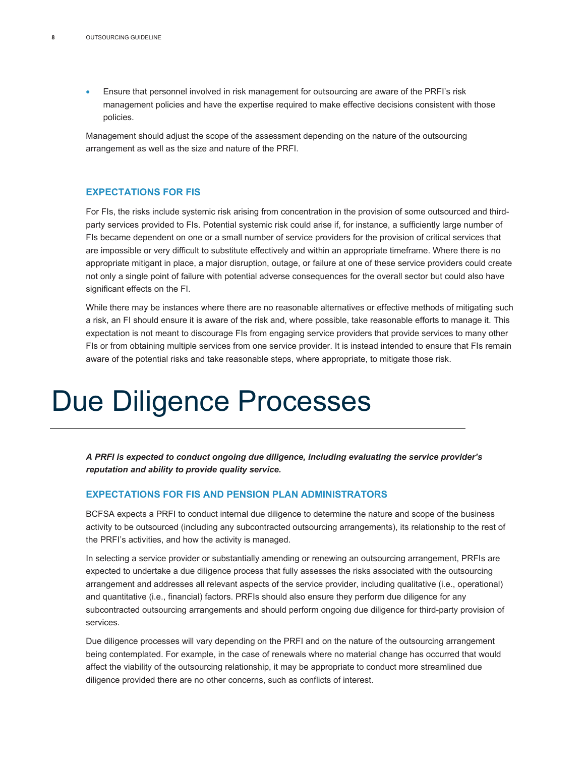- Ensure that personnel involved in risk management for outsourcing are aware of the PRFI's risk management policies and have the expertise required to make effective decisions consistent with those policies.

Management should adjust the scope of the assessment depending on the nature of the outsourcing arrangement as well as the size and nature of the PRFI.

### EXPECTATIONS FOR FIS

For FIs, the risks include systemic risk arising from concentration in the provision of some outsourced and third-party services provided to FIs. Potential systemic risk could arise if, for instance, a sufficiently large number of FIs became dependent on one or a small number of service providers for the provision of critical services that are impossible or very difficult to substitute effectively and within an appropriate timeframe. Where there is no appropriate mitigant in place, a major disruption, outage, or failure at one of these service providers could create not only a single point of failure with potential adverse consequences for the overall sector but could also have significant effects on the FI.

While there may be instances where there are no reasonable alternatives or effective methods of mitigating such a risk, an FI should ensure it is aware of the risk and, where possible, take reasonable efforts to manage it. This expectation is not meant to discourage FIs from engaging service providers that provide services to many other FIs or from obtaining multiple services from one service provider. It is instead intended to ensure that FIs remain aware of the potential risks and take reasonable steps, where appropriate, to mitigate those risk.

# Due Diligence Processes

***A PRFI is expected to conduct ongoing due diligence, including evaluating the service provider's reputation and ability to provide quality service.***

### EXPECTATIONS FOR FIS AND PENSION PLAN ADMINISTRATORS

BCFSA expects a PRFI to conduct internal due diligence to determine the nature and scope of the business activity to be outsourced (including any subcontracted outsourcing arrangements), its relationship to the rest of the PRFI's activities, and how the activity is managed.

In selecting a service provider or substantially amending or renewing an outsourcing arrangement, PRFIs are expected to undertake a due diligence process that fully assesses the risks associated with the outsourcing arrangement and addresses all relevant aspects of the service provider, including qualitative (i.e., operational) and quantitative (i.e., financial) factors. PRFIs should also ensure they perform due diligence for any subcontracted outsourcing arrangements and should perform ongoing due diligence for third-party provision of services.

Due diligence processes will vary depending on the PRFI and on the nature of the outsourcing arrangement being contemplated. For example, in the case of renewals where no material change has occurred that would affect the viability of the outsourcing relationship, it may be appropriate to conduct more streamlined due diligence provided there are no other concerns, such as conflicts of interest.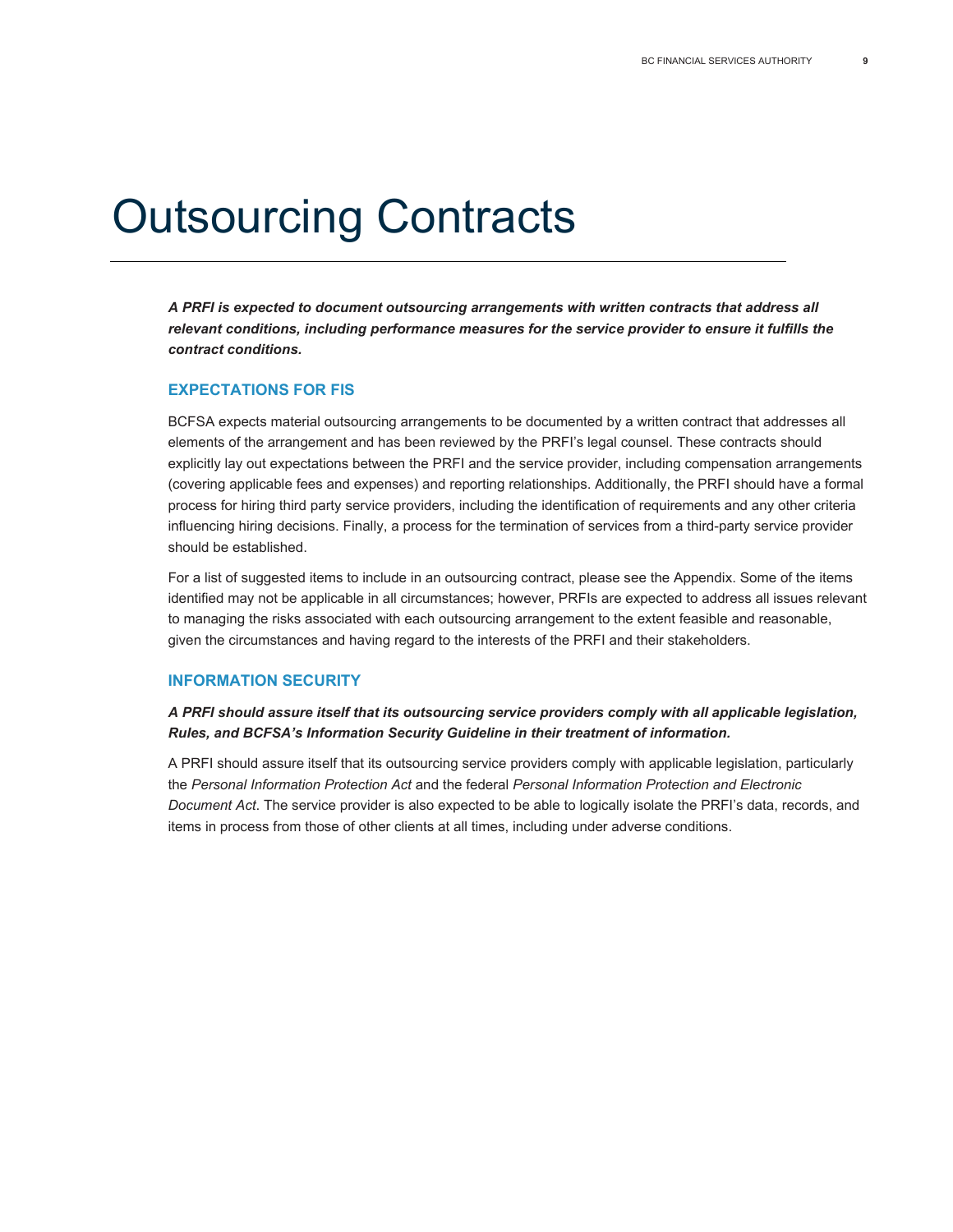# Outsourcing Contracts

***A PRFI is expected to document outsourcing arrangements with written contracts that address all relevant conditions, including performance measures for the service provider to ensure it fulfills the contract conditions.***

## EXPECTATIONS FOR FIS

BCFSA expects material outsourcing arrangements to be documented by a written contract that addresses all elements of the arrangement and has been reviewed by the PRFI's legal counsel. These contracts should explicitly lay out expectations between the PRFI and the service provider, including compensation arrangements (covering applicable fees and expenses) and reporting relationships. Additionally, the PRFI should have a formal process for hiring third party service providers, including the identification of requirements and any other criteria influencing hiring decisions. Finally, a process for the termination of services from a third-party service provider should be established.

For a list of suggested items to include in an outsourcing contract, please see the Appendix. Some of the items identified may not be applicable in all circumstances; however, PRFIs are expected to address all issues relevant to managing the risks associated with each outsourcing arrangement to the extent feasible and reasonable, given the circumstances and having regard to the interests of the PRFI and their stakeholders.

## INFORMATION SECURITY

***A PRFI should assure itself that its outsourcing service providers comply with all applicable legislation, Rules, and BCFSA's Information Security Guideline in their treatment of information.***

A PRFI should assure itself that its outsourcing service providers comply with applicable legislation, particularly the *Personal Information Protection Act* and the federal *Personal Information Protection and Electronic Document Act*. The service provider is also expected to be able to logically isolate the PRFI's data, records, and items in process from those of other clients at all times, including under adverse conditions.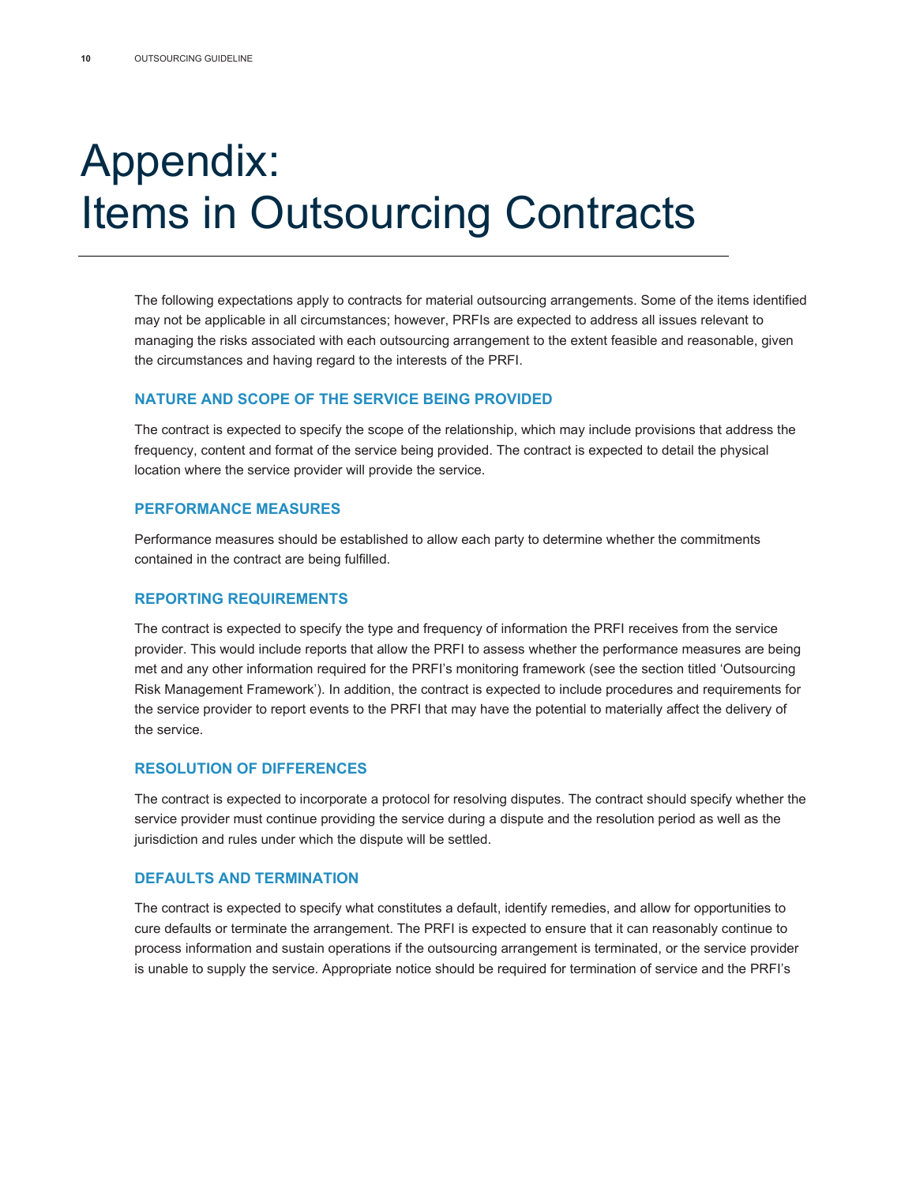# Appendix: Items in Outsourcing Contracts

The following expectations apply to contracts for material outsourcing arrangements. Some of the items identified may not be applicable in all circumstances; however, PRFIs are expected to address all issues relevant to managing the risks associated with each outsourcing arrangement to the extent feasible and reasonable, given the circumstances and having regard to the interests of the PRFI.

### NATURE AND SCOPE OF THE SERVICE BEING PROVIDED

The contract is expected to specify the scope of the relationship, which may include provisions that address the frequency, content and format of the service being provided. The contract is expected to detail the physical location where the service provider will provide the service.

### PERFORMANCE MEASURES

Performance measures should be established to allow each party to determine whether the commitments contained in the contract are being fulfilled.

### REPORTING REQUIREMENTS

The contract is expected to specify the type and frequency of information the PRFI receives from the service provider. This would include reports that allow the PRFI to assess whether the performance measures are being met and any other information required for the PRFI's monitoring framework (see the section titled 'Outsourcing Risk Management Framework'). In addition, the contract is expected to include procedures and requirements for the service provider to report events to the PRFI that may have the potential to materially affect the delivery of the service.

### RESOLUTION OF DIFFERENCES

The contract is expected to incorporate a protocol for resolving disputes. The contract should specify whether the service provider must continue providing the service during a dispute and the resolution period as well as the jurisdiction and rules under which the dispute will be settled.

### DEFAULTS AND TERMINATION

The contract is expected to specify what constitutes a default, identify remedies, and allow for opportunities to cure defaults or terminate the arrangement. The PRFI is expected to ensure that it can reasonably continue to process information and sustain operations if the outsourcing arrangement is terminated, or the service provider is unable to supply the service. Appropriate notice should be required for termination of service and the PRFI's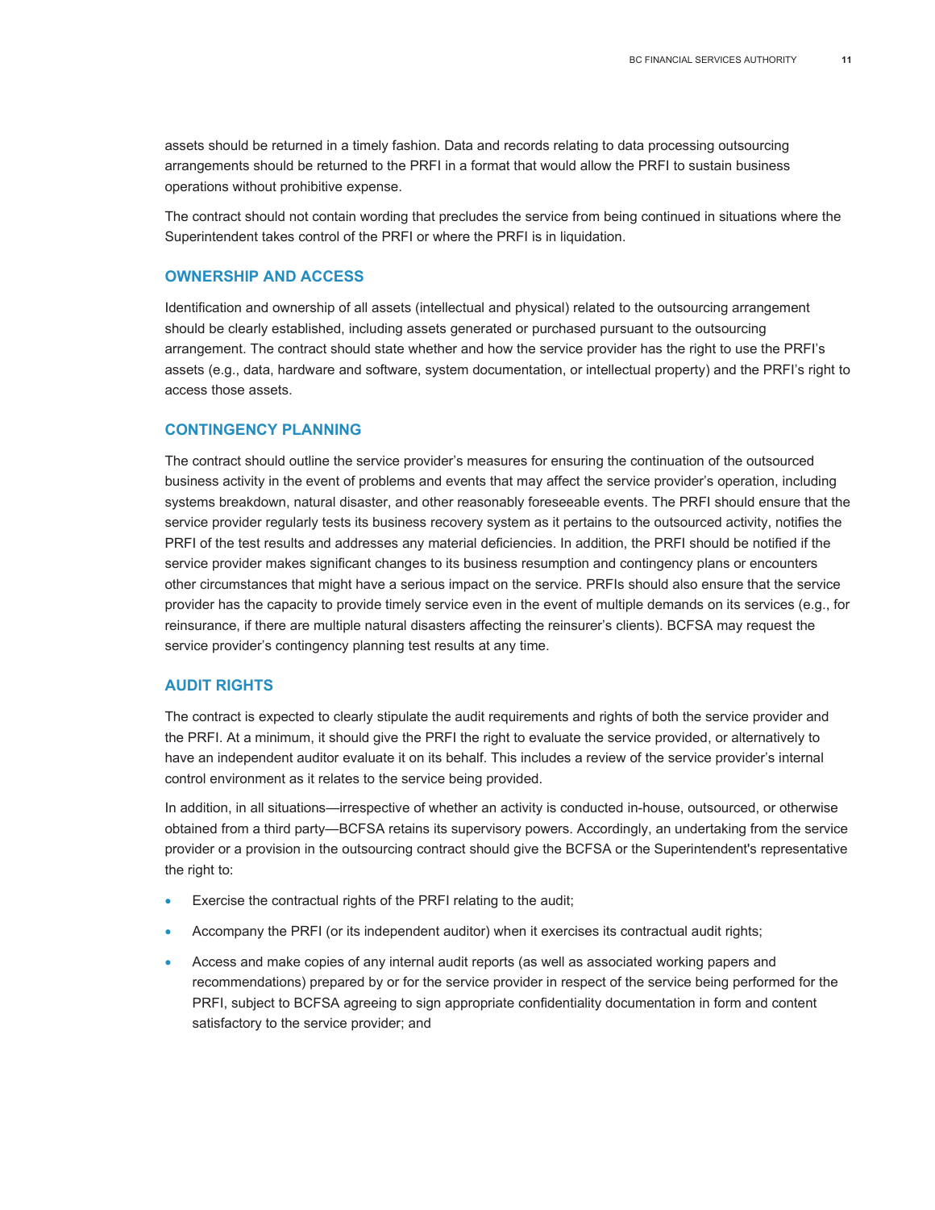assets should be returned in a timely fashion. Data and records relating to data processing outsourcing arrangements should be returned to the PRFI in a format that would allow the PRFI to sustain business operations without prohibitive expense.

The contract should not contain wording that precludes the service from being continued in situations where the Superintendent takes control of the PRFI or where the PRFI is in liquidation.

### OWNERSHIP AND ACCESS

Identification and ownership of all assets (intellectual and physical) related to the outsourcing arrangement should be clearly established, including assets generated or purchased pursuant to the outsourcing arrangement. The contract should state whether and how the service provider has the right to use the PRFI's assets (e.g., data, hardware and software, system documentation, or intellectual property) and the PRFI's right to access those assets.

### CONTINGENCY PLANNING

The contract should outline the service provider's measures for ensuring the continuation of the outsourced business activity in the event of problems and events that may affect the service provider's operation, including systems breakdown, natural disaster, and other reasonably foreseeable events. The PRFI should ensure that the service provider regularly tests its business recovery system as it pertains to the outsourced activity, notifies the PRFI of the test results and addresses any material deficiencies. In addition, the PRFI should be notified if the service provider makes significant changes to its business resumption and contingency plans or encounters other circumstances that might have a serious impact on the service. PRFIs should also ensure that the service provider has the capacity to provide timely service even in the event of multiple demands on its services (e.g., for reinsurance, if there are multiple natural disasters affecting the reinsurer's clients). BCFSA may request the service provider's contingency planning test results at any time.

### AUDIT RIGHTS

The contract is expected to clearly stipulate the audit requirements and rights of both the service provider and the PRFI. At a minimum, it should give the PRFI the right to evaluate the service provided, or alternatively to have an independent auditor evaluate it on its behalf. This includes a review of the service provider's internal control environment as it relates to the service being provided.

In addition, in all situations—irrespective of whether an activity is conducted in-house, outsourced, or otherwise obtained from a third party—BCFSA retains its supervisory powers. Accordingly, an undertaking from the service provider or a provision in the outsourcing contract should give the BCFSA or the Superintendent's representative the right to:

- Exercise the contractual rights of the PRFI relating to the audit;
- Accompany the PRFI (or its independent auditor) when it exercises its contractual audit rights;
- Access and make copies of any internal audit reports (as well as associated working papers and recommendations) prepared by or for the service provider in respect of the service being performed for the PRFI, subject to BCFSA agreeing to sign appropriate confidentiality documentation in form and content satisfactory to the service provider; and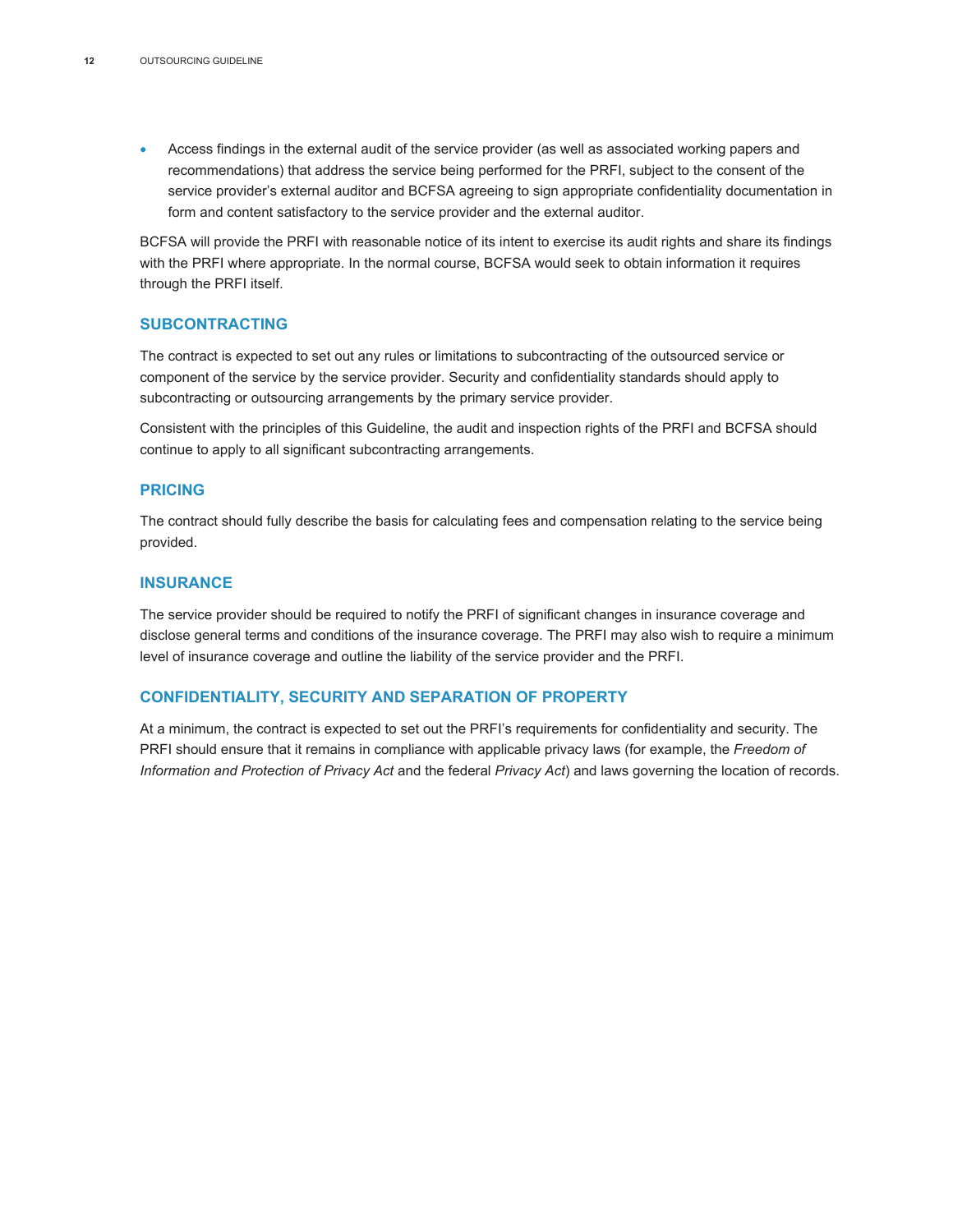- Access findings in the external audit of the service provider (as well as associated working papers and recommendations) that address the service being performed for the PRFI, subject to the consent of the service provider's external auditor and BCFSA agreeing to sign appropriate confidentiality documentation in form and content satisfactory to the service provider and the external auditor.

BCFSA will provide the PRFI with reasonable notice of its intent to exercise its audit rights and share its findings with the PRFI where appropriate. In the normal course, BCFSA would seek to obtain information it requires through the PRFI itself.

### SUBCONTRACTING

The contract is expected to set out any rules or limitations to subcontracting of the outsourced service or component of the service by the service provider. Security and confidentiality standards should apply to subcontracting or outsourcing arrangements by the primary service provider.

Consistent with the principles of this Guideline, the audit and inspection rights of the PRFI and BCFSA should continue to apply to all significant subcontracting arrangements.

### PRICING

The contract should fully describe the basis for calculating fees and compensation relating to the service being provided.

### INSURANCE

The service provider should be required to notify the PRFI of significant changes in insurance coverage and disclose general terms and conditions of the insurance coverage. The PRFI may also wish to require a minimum level of insurance coverage and outline the liability of the service provider and the PRFI.

### CONFIDENTIALITY, SECURITY AND SEPARATION OF PROPERTY

At a minimum, the contract is expected to set out the PRFI's requirements for confidentiality and security. The PRFI should ensure that it remains in compliance with applicable privacy laws (for example, the *Freedom of Information and Protection of Privacy Act* and the federal *Privacy Act*) and laws governing the location of records.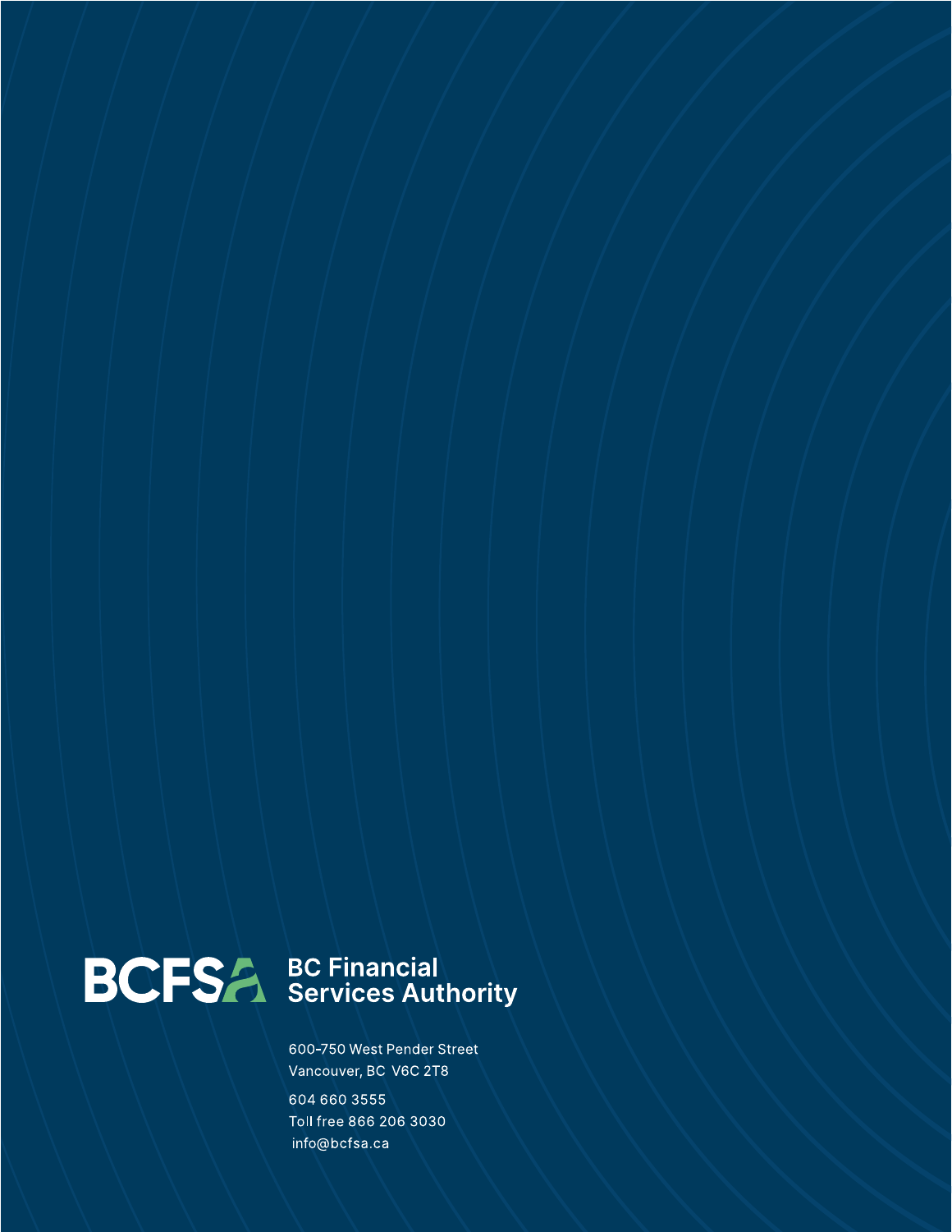BCFSA BC Financial Services Authority

600-750 West Pender Street
Vancouver, BC V6C 2T8

604 660 3555
Toll free 866 206 3030
info@bcfsa.ca